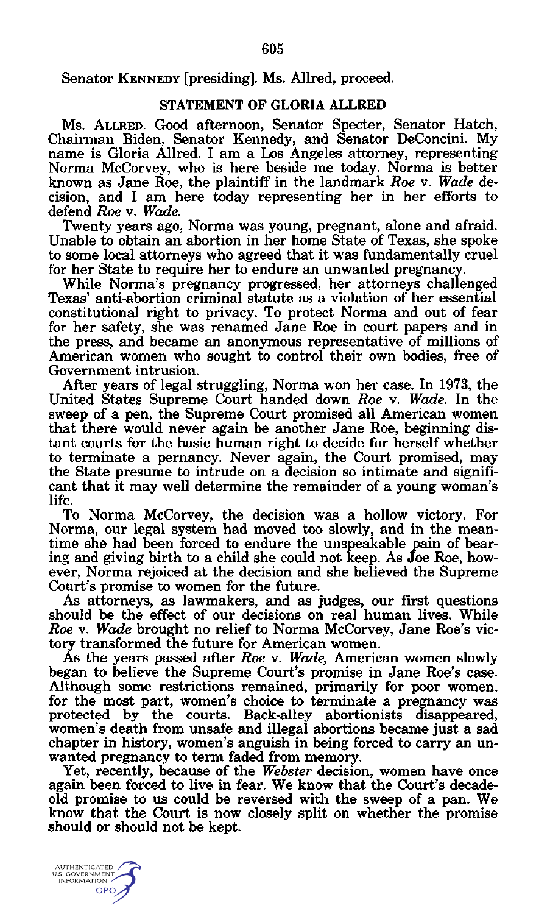Senator KENNEDY [presiding]. Ms. Allred, proceed.

## STATEMENT OF GLORIA ALLRED

Ms. ALLRED. Good afternoon, Senator Specter, Senator Hatch, Chairman Biden, Senator Kennedy, and Senator DeConcini. My name is Gloria Allred. I am a Los Angeles attorney, representing Norma McCorvey, who is here beside me today. Norma is better known as Jane Roe, the plaintiff in the landmark *Roe* v. *Wade* decision, and I am here today representing her in her efforts to defend *Roe* v. *Wade*.

Twenty years ago, Norma was young, pregnant, alone and afraid. Unable to obtain an abortion in her home State of Texas, she spoke to some local attorneys who agreed that it was fundamentally cruel for her State to require her to endure an unwanted pregnancy.

While Norma's pregnancy progressed, her attorneys challenged Texas' anti-abortion criminal statute as a violation of her essential constitutional right to privacy. To protect Norma and out of fear for her safety, she was renamed Jane Roe in court papers and in the press, and became an anonymous representative of millions of American women who sought to control their own bodies, free of Government intrusion.

After years of legal struggling, Norma won her case. In 1973, the United States Supreme Court handed down *Roe* v. *Wade*. In the sweep of a pen, the Supreme Court promised all American women that there would never again be another Jane Roe, beginning distant courts for the basic human right to decide for herself whether to terminate a pernancy. Never again, the Court promised, may the State presume to intrude on a decision so intimate and significant that it may well determine the remainder of a young woman's life.

To Norma McCorvey, the decision was a hollow victory. For Norma, our legal system had moved too slowly, and in the meantime she had been forced to endure the unspeakable pain of bearing and giving birth to a child she could not keep. As Joe Roe, however, Norma rejoiced at the decision and she believed the Supreme Court's promise to women for the future.

As attorneys, as lawmakers, and as judges, our first questions should be the effect of our decisions on real human lives. While *Roe* v. *Wade* brought no relief to Norma McCorvey, Jane Roe's victory transformed the future for American women.

As the years passed after *Roe* v. *Wade*, American women slowly began to believe the Supreme Court's promise in Jane Roe's case. Although some restrictions remained, primarily for poor women, for the most part, women's choice to terminate a pregnancy was protected by the courts. Back-alley abortionists disappeared, women's death from unsafe and illegal abortions became just a sad chapter in history, women's anguish in being forced to carry an unwanted pregnancy to term faded from memory.

Yet, recently, because of the *Webster* decision, women have once again been forced to live in fear. We know that the Court's decade-old promise to us could be reversed with the sweep of a pan. We know that the Court is now closely split on whether the promise should or should not be kept.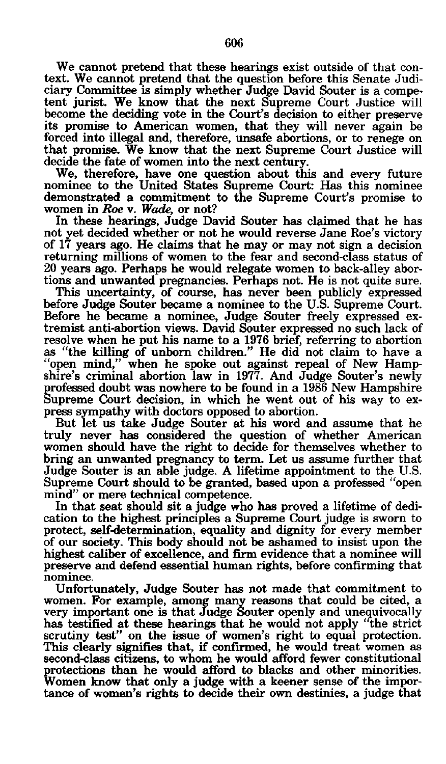We cannot pretend that these hearings exist outside of that context. We cannot pretend that the question before this Senate Judiciary Committee is simply whether Judge David Souter is a competent jurist. We know that the next Supreme Court Justice will become the deciding vote in the Court's decision to either preserve its promise to American women, that they will never again be forced into illegal and, therefore, unsafe abortions, or to renege on that promise. We know that the next Supreme Court Justice will decide the fate of women into the next century.

We, therefore, have one question about this and every future nominee to the United States Supreme Court: Has this nominee demonstrated a commitment to the Supreme Court's promise to women in ***Roe* v. *Wade*,** or not?

In these hearings, Judge David Souter has claimed that he has not yet decided whether or not he would reverse Jane Roe's victory of 17 years ago. He claims that he may or may not sign a decision returning millions of women to the fear and second-class status of 20 years ago. Perhaps he would relegate women to back-alley abortions and unwanted pregnancies. Perhaps not. He is not quite sure.

This uncertainty, of course, has never been publicly expressed before Judge Souter became a nominee to the U.S. Supreme Court. Before he became a nominee, Judge Souter freely expressed extremist anti-abortion views. David Souter expressed no such lack of resolve when he put his name to a 1976 brief, referring to abortion as "the killing of unborn children." He did not claim to have a "open mind," when he spoke out against repeal of New Hampshire's criminal abortion law in 1977. And Judge Souter's newly professed doubt was nowhere to be found in a 1986 New Hampshire Supreme Court decision, in which he went out of his way to express sympathy with doctors opposed to abortion.

But let us take Judge Souter at his word and assume that he truly never has considered the question of whether American women should have the right to decide for themselves whether to bring an unwanted pregnancy to term. Let us assume further that Judge Souter is an able judge. A lifetime appointment to the U.S. Supreme Court should to be granted, based upon a professed "open mind" or mere technical competence.

In that seat should sit a judge who has proved a lifetime of dedication to the highest principles a Supreme Court judge is sworn to protect, self-determination, equality and dignity for every member of our society. This body should not be ashamed to insist upon the highest caliber of excellence, and firm evidence that a nominee will preserve and defend essential human rights, before confirming that nominee.

Unfortunately, Judge Souter has not made that commitment to women. For example, among many reasons that could be cited, a very important one is that Judge Souter openly and unequivocally has testified at these hearings that he would not apply "the strict scrutiny test" on the issue of women's right to equal protection. This clearly signifies that, if confirmed, he would treat women as second-class citizens, to whom he would afford fewer constitutional protections than he would afford to blacks and other minorities. Women know that only a judge with a keener sense of the importance of women's rights to decide their own destinies, a judge that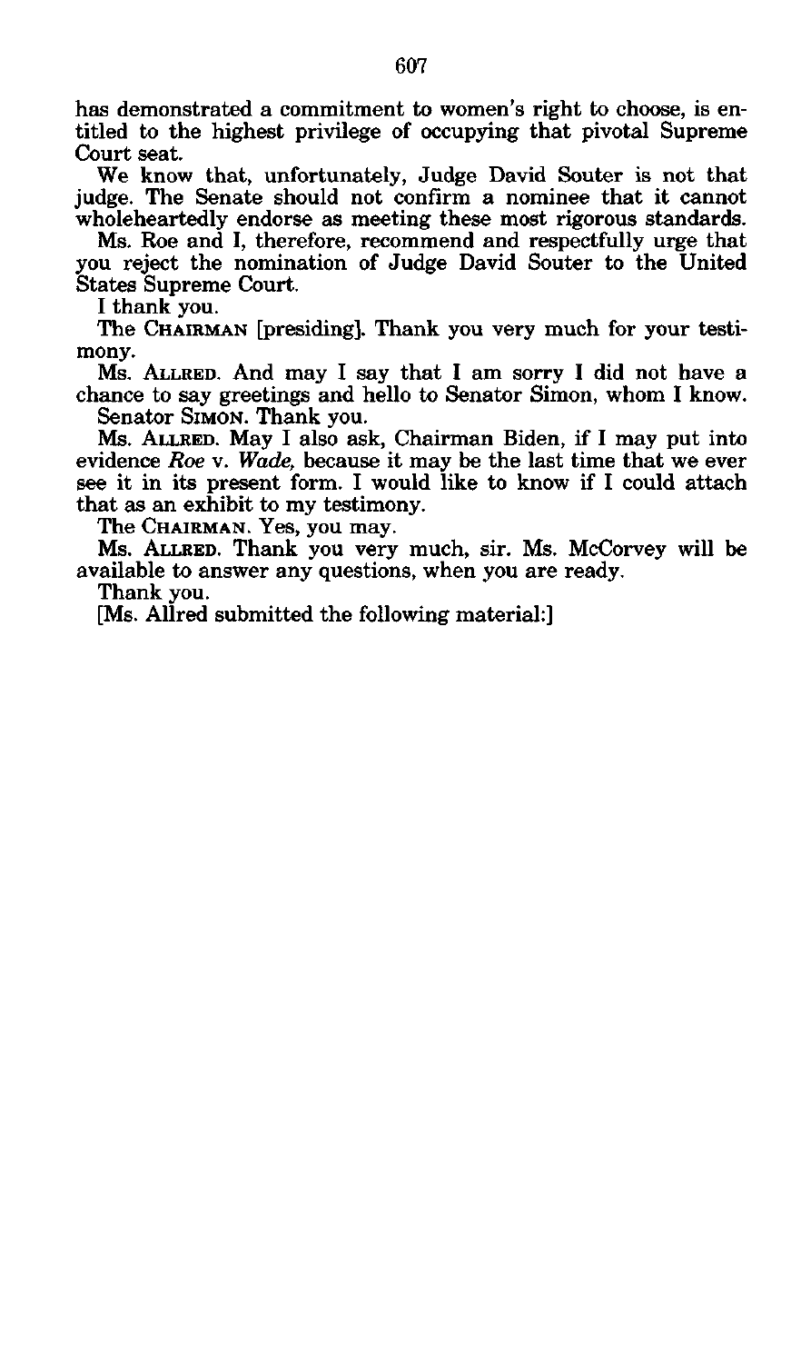has demonstrated a commitment to women's right to choose, is entitled to the highest privilege of occupying that pivotal Supreme Court seat.

We know that, unfortunately, Judge David Souter is not that judge. The Senate should not confirm a nominee that it cannot wholeheartedly endorse as meeting these most rigorous standards.

Ms. Roe and I, therefore, recommend and respectfully urge that you reject the nomination of Judge David Souter to the United States Supreme Court.

I thank you.

The CHAIRMAN [presiding]. Thank you very much for your testimony.

Ms. ALLRED. And may I say that I am sorry I did not have a chance to say greetings and hello to Senator Simon, whom I know.

Senator SIMON. Thank you.

Ms. ALLRED. May I also ask, Chairman Biden, if I may put into evidence *Roe* v. *Wade*, because it may be the last time that we ever see it in its present form. I would like to know if I could attach that as an exhibit to my testimony.

The CHAIRMAN. Yes, you may.

Ms. ALLRED. Thank you very much, sir. Ms. McCorvey will be available to answer any questions, when you are ready.

Thank you.

[Ms. Allred submitted the following material:]